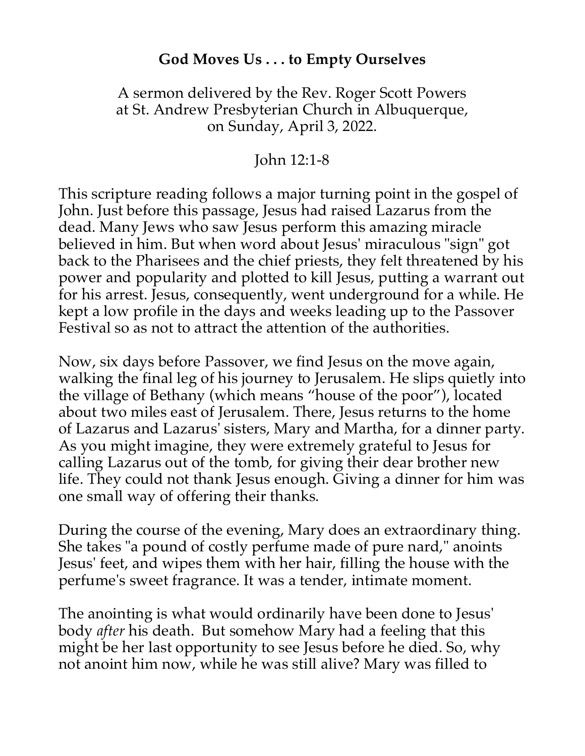# God Moves Us . . . to Empty Ourselves

A sermon delivered by the Rev. Roger Scott Powers
at St. Andrew Presbyterian Church in Albuquerque,
on Sunday, April 3, 2022.

John 12:1-8

This scripture reading follows a major turning point in the gospel of John. Just before this passage, Jesus had raised Lazarus from the dead. Many Jews who saw Jesus perform this amazing miracle believed in him. But when word about Jesus' miraculous "sign" got back to the Pharisees and the chief priests, they felt threatened by his power and popularity and plotted to kill Jesus, putting a warrant out for his arrest. Jesus, consequently, went underground for a while. He kept a low profile in the days and weeks leading up to the Passover Festival so as not to attract the attention of the authorities.

Now, six days before Passover, we find Jesus on the move again, walking the final leg of his journey to Jerusalem. He slips quietly into the village of Bethany (which means "house of the poor"), located about two miles east of Jerusalem. There, Jesus returns to the home of Lazarus and Lazarus' sisters, Mary and Martha, for a dinner party. As you might imagine, they were extremely grateful to Jesus for calling Lazarus out of the tomb, for giving their dear brother new life. They could not thank Jesus enough. Giving a dinner for him was one small way of offering their thanks.

During the course of the evening, Mary does an extraordinary thing. She takes "a pound of costly perfume made of pure nard," anoints Jesus' feet, and wipes them with her hair, filling the house with the perfume's sweet fragrance. It was a tender, intimate moment.

The anointing is what would ordinarily have been done to Jesus' body *after* his death. But somehow Mary had a feeling that this might be her last opportunity to see Jesus before he died. So, why not anoint him now, while he was still alive? Mary was filled to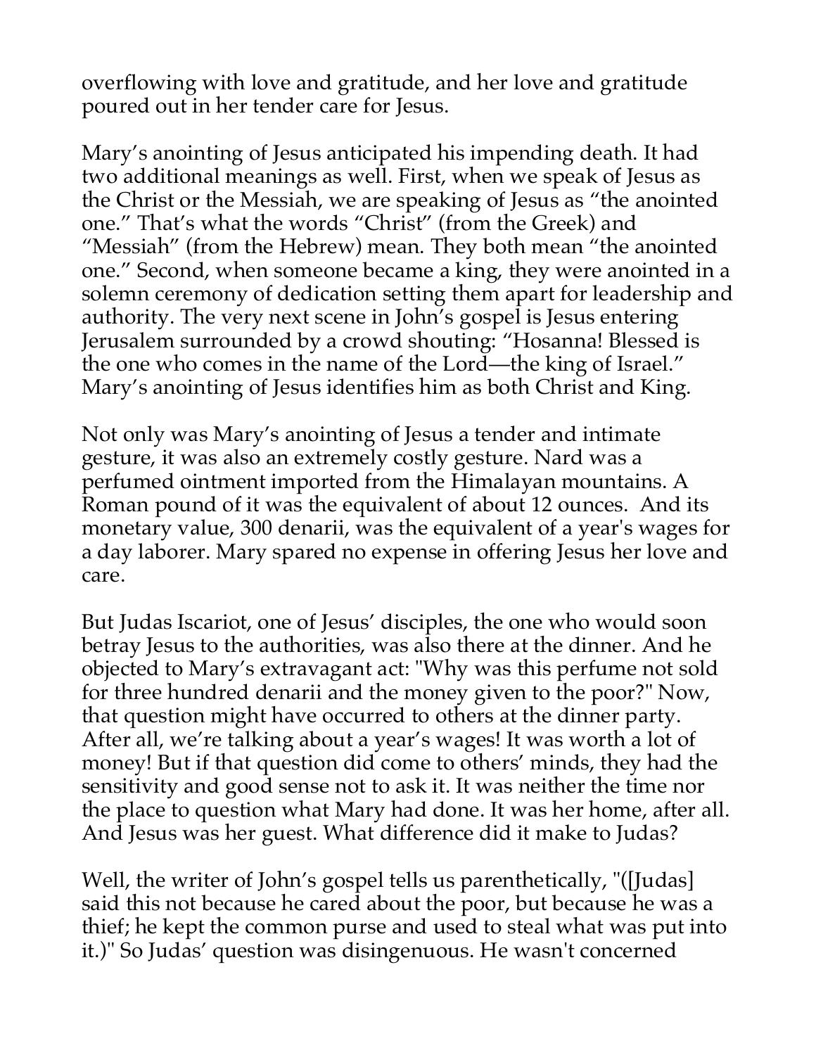overflowing with love and gratitude, and her love and gratitude poured out in her tender care for Jesus.

Mary's anointing of Jesus anticipated his impending death. It had two additional meanings as well. First, when we speak of Jesus as the Christ or the Messiah, we are speaking of Jesus as "the anointed one." That's what the words "Christ" (from the Greek) and "Messiah" (from the Hebrew) mean. They both mean "the anointed one." Second, when someone became a king, they were anointed in a solemn ceremony of dedication setting them apart for leadership and authority. The very next scene in John's gospel is Jesus entering Jerusalem surrounded by a crowd shouting: "Hosanna! Blessed is the one who comes in the name of the Lord—the king of Israel." Mary's anointing of Jesus identifies him as both Christ and King.

Not only was Mary's anointing of Jesus a tender and intimate gesture, it was also an extremely costly gesture. Nard was a perfumed ointment imported from the Himalayan mountains. A Roman pound of it was the equivalent of about 12 ounces. And its monetary value, 300 denarii, was the equivalent of a year's wages for a day laborer. Mary spared no expense in offering Jesus her love and care.

But Judas Iscariot, one of Jesus' disciples, the one who would soon betray Jesus to the authorities, was also there at the dinner. And he objected to Mary's extravagant act: "Why was this perfume not sold for three hundred denarii and the money given to the poor?" Now, that question might have occurred to others at the dinner party. After all, we're talking about a year's wages! It was worth a lot of money! But if that question did come to others' minds, they had the sensitivity and good sense not to ask it. It was neither the time nor the place to question what Mary had done. It was her home, after all. And Jesus was her guest. What difference did it make to Judas?

Well, the writer of John's gospel tells us parenthetically, "([Judas] said this not because he cared about the poor, but because he was a thief; he kept the common purse and used to steal what was put into it.)" So Judas' question was disingenuous. He wasn't concerned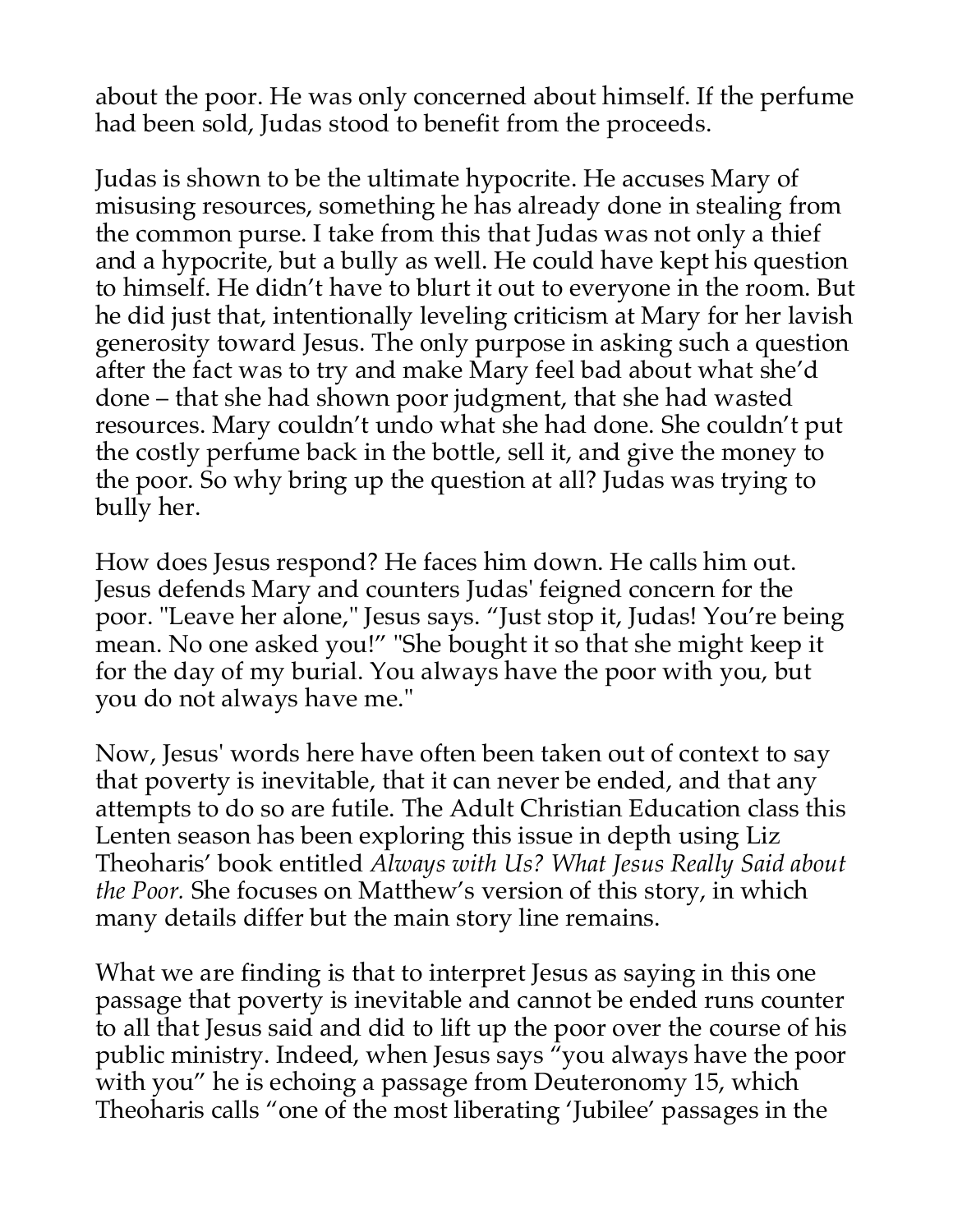about the poor. He was only concerned about himself. If the perfume had been sold, Judas stood to benefit from the proceeds.

Judas is shown to be the ultimate hypocrite. He accuses Mary of misusing resources, something he has already done in stealing from the common purse. I take from this that Judas was not only a thief and a hypocrite, but a bully as well. He could have kept his question to himself. He didn't have to blurt it out to everyone in the room. But he did just that, intentionally leveling criticism at Mary for her lavish generosity toward Jesus. The only purpose in asking such a question after the fact was to try and make Mary feel bad about what she'd done – that she had shown poor judgment, that she had wasted resources. Mary couldn't undo what she had done. She couldn't put the costly perfume back in the bottle, sell it, and give the money to the poor. So why bring up the question at all? Judas was trying to bully her.

How does Jesus respond? He faces him down. He calls him out. Jesus defends Mary and counters Judas' feigned concern for the poor. "Leave her alone," Jesus says. "Just stop it, Judas! You're being mean. No one asked you!" "She bought it so that she might keep it for the day of my burial. You always have the poor with you, but you do not always have me."

Now, Jesus' words here have often been taken out of context to say that poverty is inevitable, that it can never be ended, and that any attempts to do so are futile. The Adult Christian Education class this Lenten season has been exploring this issue in depth using Liz Theoharis' book entitled *Always with Us? What Jesus Really Said about the Poor.* She focuses on Matthew's version of this story, in which many details differ but the main story line remains.

What we are finding is that to interpret Jesus as saying in this one passage that poverty is inevitable and cannot be ended runs counter to all that Jesus said and did to lift up the poor over the course of his public ministry. Indeed, when Jesus says "you always have the poor with you" he is echoing a passage from Deuteronomy 15, which Theoharis calls "one of the most liberating 'Jubilee' passages in the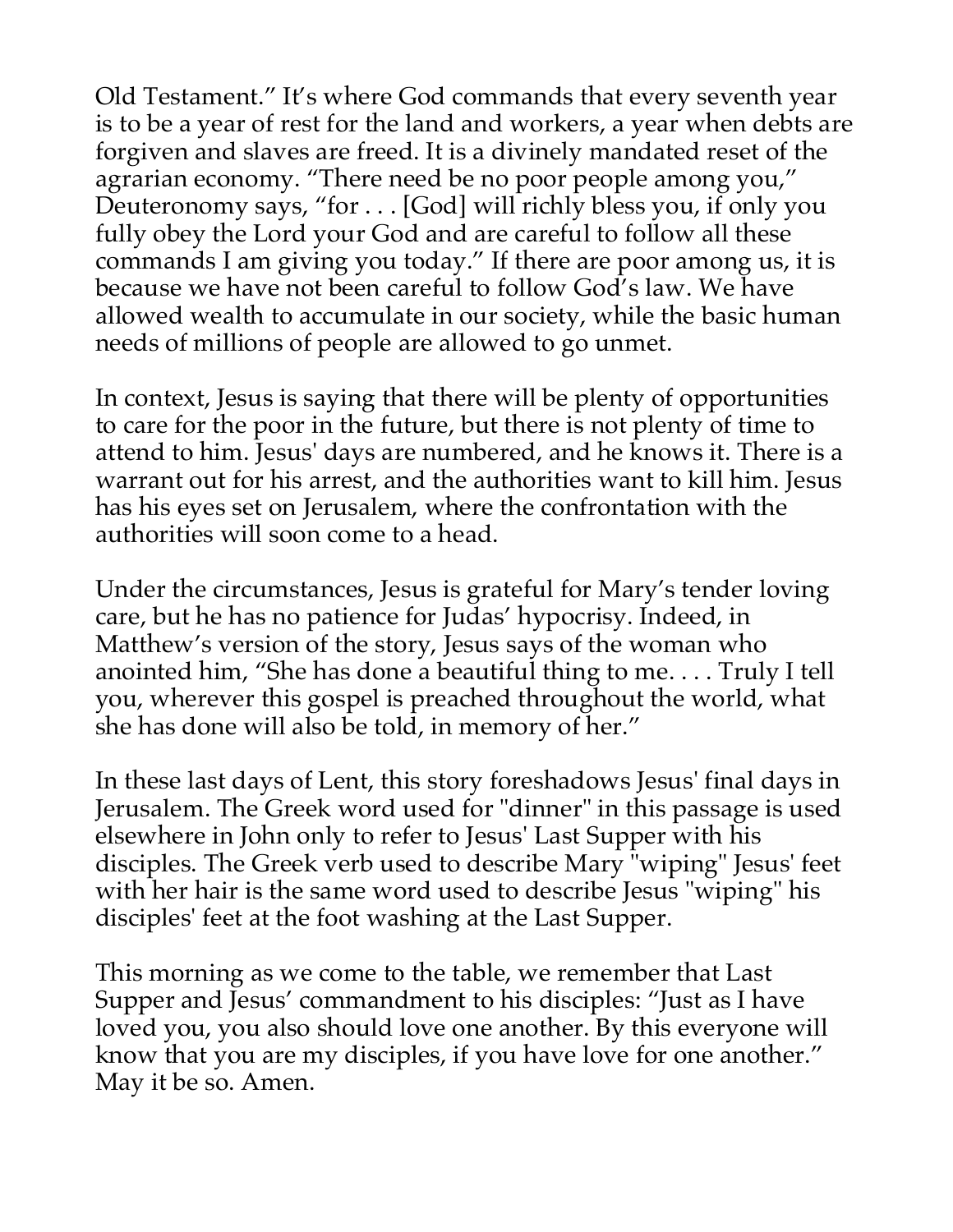Old Testament." It's where God commands that every seventh year is to be a year of rest for the land and workers, a year when debts are forgiven and slaves are freed. It is a divinely mandated reset of the agrarian economy. "There need be no poor people among you," Deuteronomy says, "for . . . [God] will richly bless you, if only you fully obey the Lord your God and are careful to follow all these commands I am giving you today." If there are poor among us, it is because we have not been careful to follow God's law. We have allowed wealth to accumulate in our society, while the basic human needs of millions of people are allowed to go unmet.

In context, Jesus is saying that there will be plenty of opportunities to care for the poor in the future, but there is not plenty of time to attend to him. Jesus' days are numbered, and he knows it. There is a warrant out for his arrest, and the authorities want to kill him. Jesus has his eyes set on Jerusalem, where the confrontation with the authorities will soon come to a head.

Under the circumstances, Jesus is grateful for Mary's tender loving care, but he has no patience for Judas' hypocrisy. Indeed, in Matthew's version of the story, Jesus says of the woman who anointed him, "She has done a beautiful thing to me. . . . Truly I tell you, wherever this gospel is preached throughout the world, what she has done will also be told, in memory of her."

In these last days of Lent, this story foreshadows Jesus' final days in Jerusalem. The Greek word used for "dinner" in this passage is used elsewhere in John only to refer to Jesus' Last Supper with his disciples. The Greek verb used to describe Mary "wiping" Jesus' feet with her hair is the same word used to describe Jesus "wiping" his disciples' feet at the foot washing at the Last Supper.

This morning as we come to the table, we remember that Last Supper and Jesus' commandment to his disciples: "Just as I have loved you, you also should love one another. By this everyone will know that you are my disciples, if you have love for one another." May it be so. Amen.